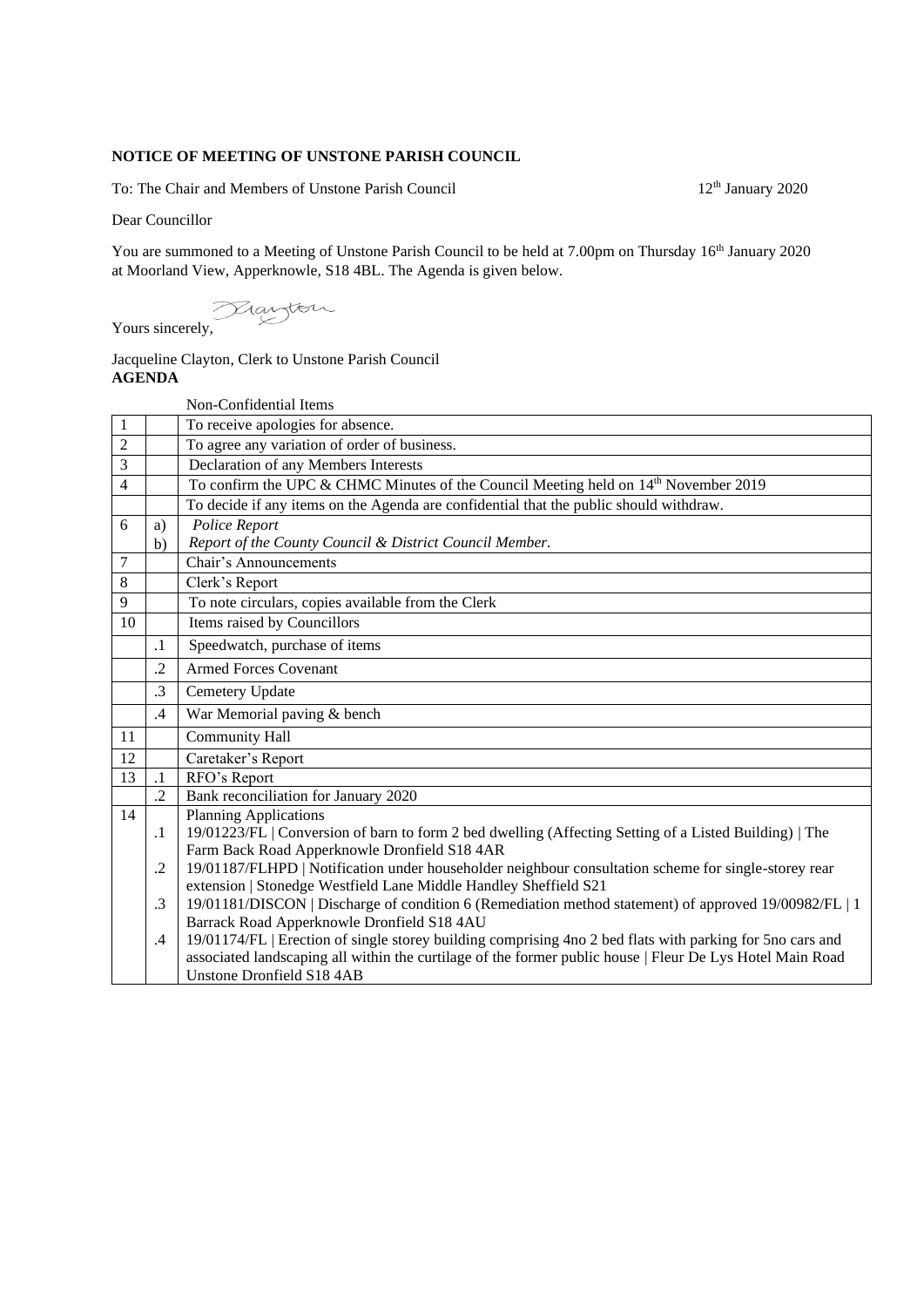**NOTICE OF MEETING OF UNSTONE PARISH COUNCIL**

To: The Chair and Members of Unstone Parish Council 12th January 2020

Dear Councillor

You are summoned to a Meeting of Unstone Parish Council to be held at 7.00pm on Thursday 16th January 2020 at Moorland View, Apperknowle, S18 4BL. The Agenda is given below.

Yours sincerely,

Jacqueline Clayton, Clerk to Unstone Parish Council

**AGENDA**

| | | Non-Confidential Items |
|---|---|---|
| 1 | | To receive apologies for absence. |
| 2 | | To agree any variation of order of business. |
| 3 | | Declaration of any Members Interests |
| 4 | | To confirm the UPC & CHMC Minutes of the Council Meeting held on 14th November 2019 |
| | | To decide if any items on the Agenda are confidential that the public should withdraw. |
| 6 | a) | *Police Report* |
| | b) | *Report of the County Council & District Council Member.* |
| 7 | | Chair's Announcements |
| 8 | | Clerk's Report |
| 9 | | To note circulars, copies available from the Clerk |
| 10 | | Items raised by Councillors |
| | .1 | Speedwatch, purchase of items |
| | .2 | Armed Forces Covenant |
| | .3 | Cemetery Update |
| | .4 | War Memorial paving & bench |
| 11 | | Community Hall |
| 12 | | Caretaker's Report |
| 13 | .1 | RFO's Report |
| | .2 | Bank reconciliation for January 2020 |
| 14 | | Planning Applications |
| | .1 | 19/01223/FL \| Conversion of barn to form 2 bed dwelling (Affecting Setting of a Listed Building) \| The Farm Back Road Apperknowle Dronfield S18 4AR |
| | .2 | 19/01187/FLHPD \| Notification under householder neighbour consultation scheme for single-storey rear extension \| Stonedge Westfield Lane Middle Handley Sheffield S21 |
| | .3 | 19/01181/DISCON \| Discharge of condition 6 (Remediation method statement) of approved 19/00982/FL \| 1 Barrack Road Apperknowle Dronfield S18 4AU |
| | .4 | 19/01174/FL \| Erection of single storey building comprising 4no 2 bed flats with parking for 5no cars and associated landscaping all within the curtilage of the former public house \| Fleur De Lys Hotel Main Road Unstone Dronfield S18 4AB |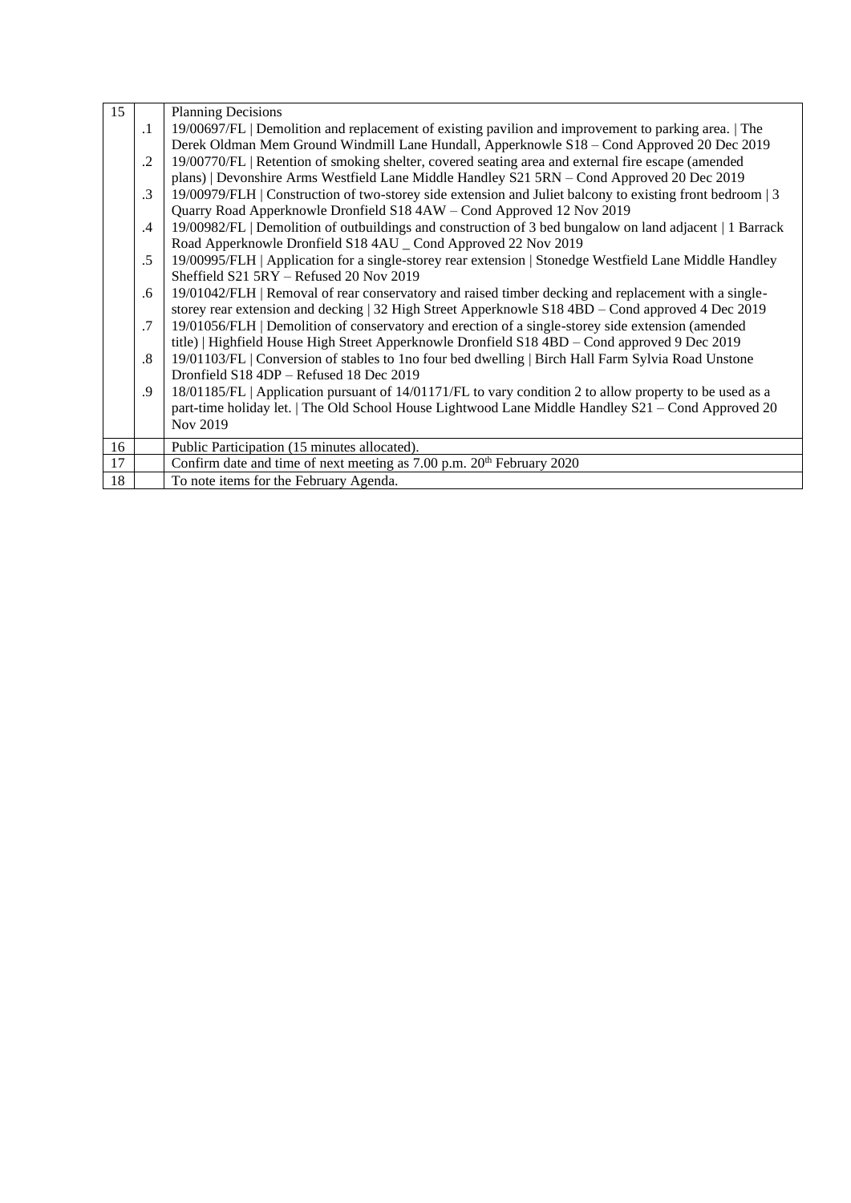| | | |
|---|---|---|
| 15 | | Planning Decisions |
| | .1 | 19/00697/FL \| Demolition and replacement of existing pavilion and improvement to parking area. \| The Derek Oldman Mem Ground Windmill Lane Hundall, Apperknowle S18 – Cond Approved 20 Dec 2019 |
| | .2 | 19/00770/FL \| Retention of smoking shelter, covered seating area and external fire escape (amended plans) \| Devonshire Arms Westfield Lane Middle Handley S21 5RN – Cond Approved 20 Dec 2019 |
| | .3 | 19/00979/FLH \| Construction of two-storey side extension and Juliet balcony to existing front bedroom \| 3 Quarry Road Apperknowle Dronfield S18 4AW – Cond Approved 12 Nov 2019 |
| | .4 | 19/00982/FL \| Demolition of outbuildings and construction of 3 bed bungalow on land adjacent \| 1 Barrack Road Apperknowle Dronfield S18 4AU _ Cond Approved 22 Nov 2019 |
| | .5 | 19/00995/FLH \| Application for a single-storey rear extension \| Stonedge Westfield Lane Middle Handley Sheffield S21 5RY – Refused 20 Nov 2019 |
| | .6 | 19/01042/FLH \| Removal of rear conservatory and raised timber decking and replacement with a single-storey rear extension and decking \| 32 High Street Apperknowle S18 4BD – Cond approved 4 Dec 2019 |
| | .7 | 19/01056/FLH \| Demolition of conservatory and erection of a single-storey side extension (amended title) \| Highfield House High Street Apperknowle Dronfield S18 4BD – Cond approved 9 Dec 2019 |
| | .8 | 19/01103/FL \| Conversion of stables to 1no four bed dwelling \| Birch Hall Farm Sylvia Road Unstone Dronfield S18 4DP – Refused 18 Dec 2019 |
| | .9 | 18/01185/FL \| Application pursuant of 14/01171/FL to vary condition 2 to allow property to be used as a part-time holiday let. \| The Old School House Lightwood Lane Middle Handley S21 – Cond Approved 20 Nov 2019 |
| 16 | | Public Participation (15 minutes allocated). |
| 17 | | Confirm date and time of next meeting as 7.00 p.m. 20th February 2020 |
| 18 | | To note items for the February Agenda. |